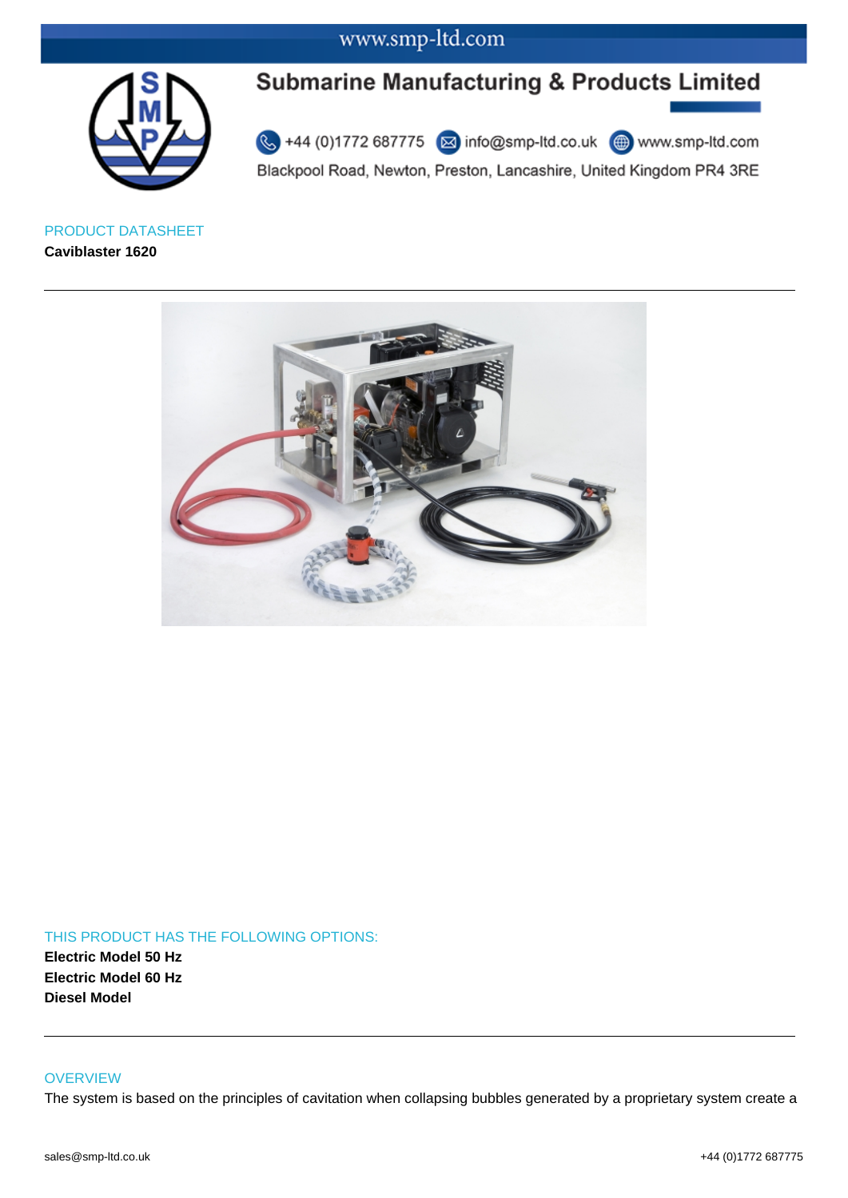# Submarine Manufacturing & Products Limited

+44 (0)1772 687775 info@smp-ltd.co.uk www.smp-ltd.com

Blackpool Road, Newton, Preston, Lancashire, United Kingdom PR4 3RE

PRODUCT DATASHEET

**Caviblaster 1620**

---

THIS PRODUCT HAS THE FOLLOWING OPTIONS:

**Electric Model 50 Hz**
**Electric Model 60 Hz**
**Diesel Model**

---

## OVERVIEW

The system is based on the principles of cavitation when collapsing bubbles generated by a proprietary system create a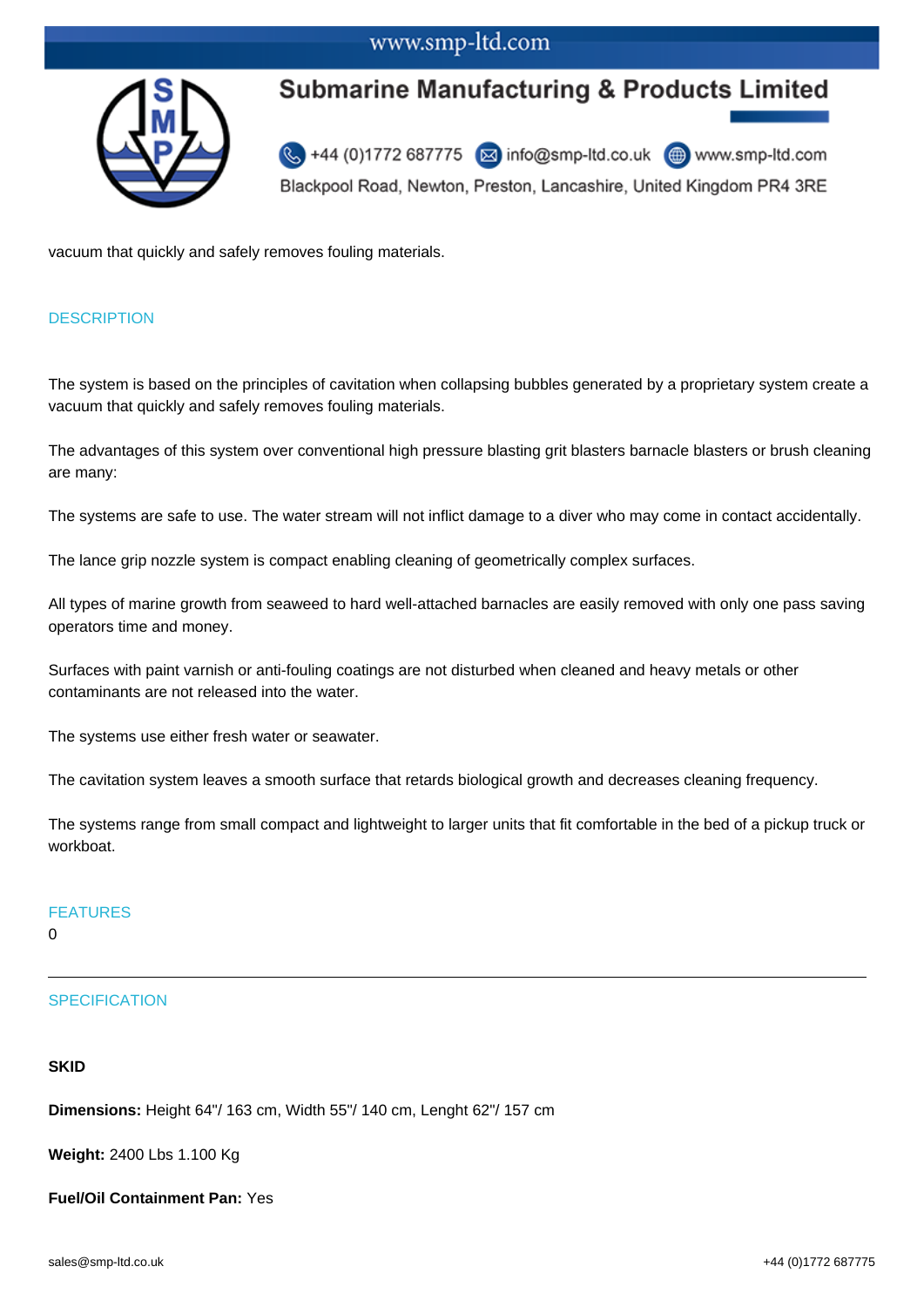vacuum that quickly and safely removes fouling materials.

## DESCRIPTION

The system is based on the principles of cavitation when collapsing bubbles generated by a proprietary system create a vacuum that quickly and safely removes fouling materials.

The advantages of this system over conventional high pressure blasting grit blasters barnacle blasters or brush cleaning are many:

The systems are safe to use. The water stream will not inflict damage to a diver who may come in contact accidentally.

The lance grip nozzle system is compact enabling cleaning of geometrically complex surfaces.

All types of marine growth from seaweed to hard well-attached barnacles are easily removed with only one pass saving operators time and money.

Surfaces with paint varnish or anti-fouling coatings are not disturbed when cleaned and heavy metals or other contaminants are not released into the water.

The systems use either fresh water or seawater.

The cavitation system leaves a smooth surface that retards biological growth and decreases cleaning frequency.

The systems range from small compact and lightweight to larger units that fit comfortable in the bed of a pickup truck or workboat.

## FEATURES

0

---

## SPECIFICATION

**SKID**

**Dimensions:** Height 64"/ 163 cm, Width 55"/ 140 cm, Lenght 62"/ 157 cm

**Weight:** 2400 Lbs 1.100 Kg

**Fuel/Oil Containment Pan:** Yes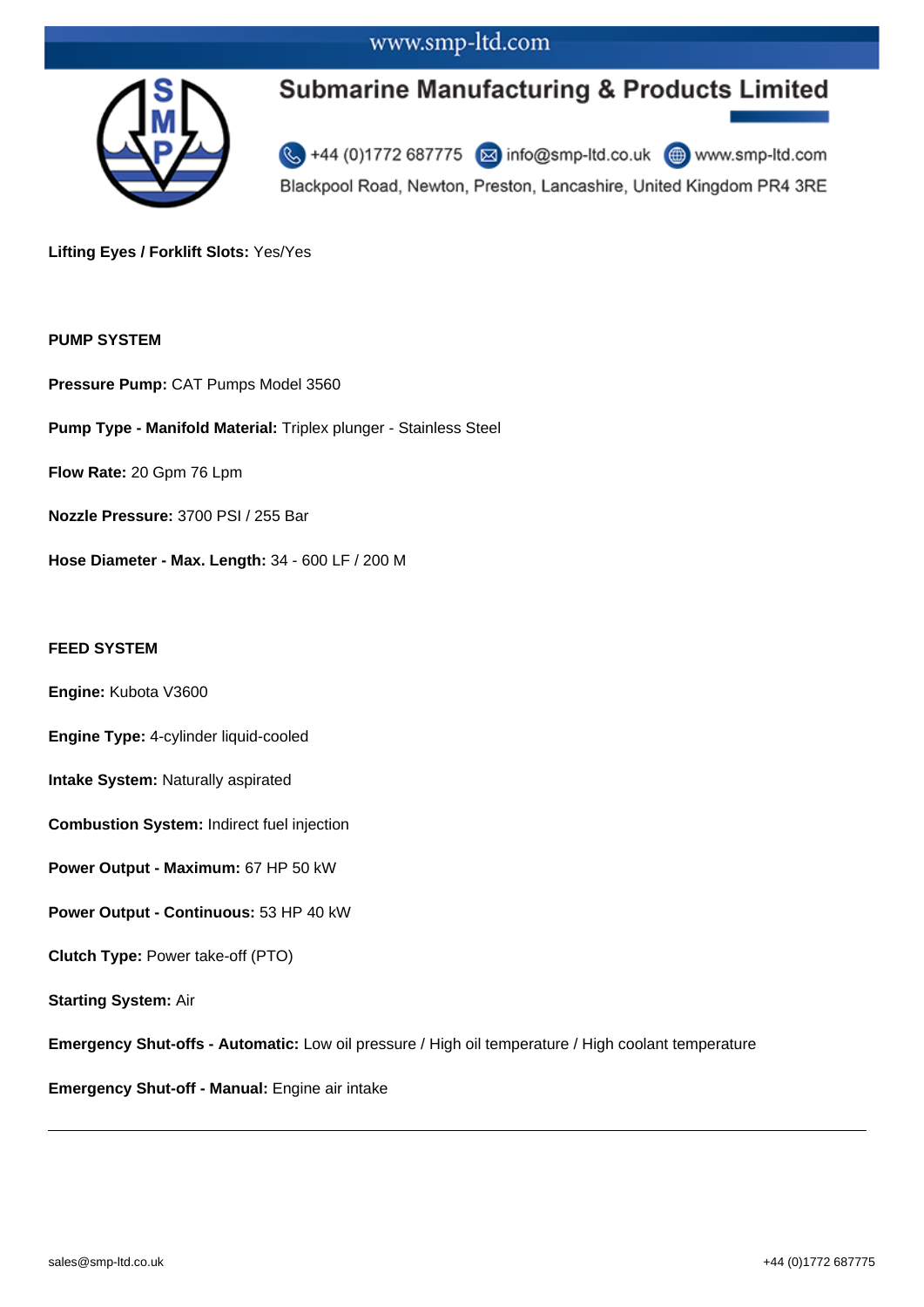**Lifting Eyes / Forklift Slots:** Yes/Yes

**PUMP SYSTEM**

**Pressure Pump:** CAT Pumps Model 3560

**Pump Type - Manifold Material:** Triplex plunger - Stainless Steel

**Flow Rate:** 20 Gpm 76 Lpm

**Nozzle Pressure:** 3700 PSI / 255 Bar

**Hose Diameter - Max. Length:** 34 - 600 LF / 200 M

**FEED SYSTEM**

**Engine:** Kubota V3600

**Engine Type:** 4-cylinder liquid-cooled

**Intake System:** Naturally aspirated

**Combustion System:** Indirect fuel injection

**Power Output - Maximum:** 67 HP 50 kW

**Power Output - Continuous:** 53 HP 40 kW

**Clutch Type:** Power take-off (PTO)

**Starting System:** Air

**Emergency Shut-offs - Automatic:** Low oil pressure / High oil temperature / High coolant temperature

**Emergency Shut-off - Manual:** Engine air intake

---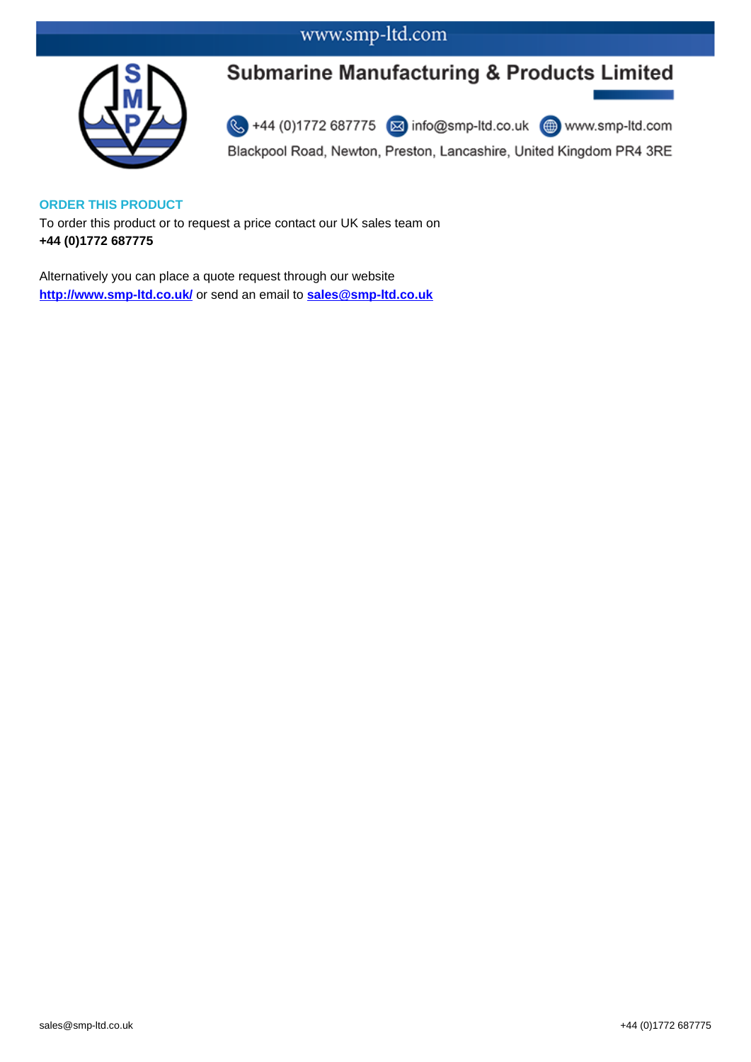## ORDER THIS PRODUCT

To order this product or to request a price contact our UK sales team on
**+44 (0)1772 687775**

Alternatively you can place a quote request through our website
**http://www.smp-ltd.co.uk/** or send an email to **sales@smp-ltd.co.uk**